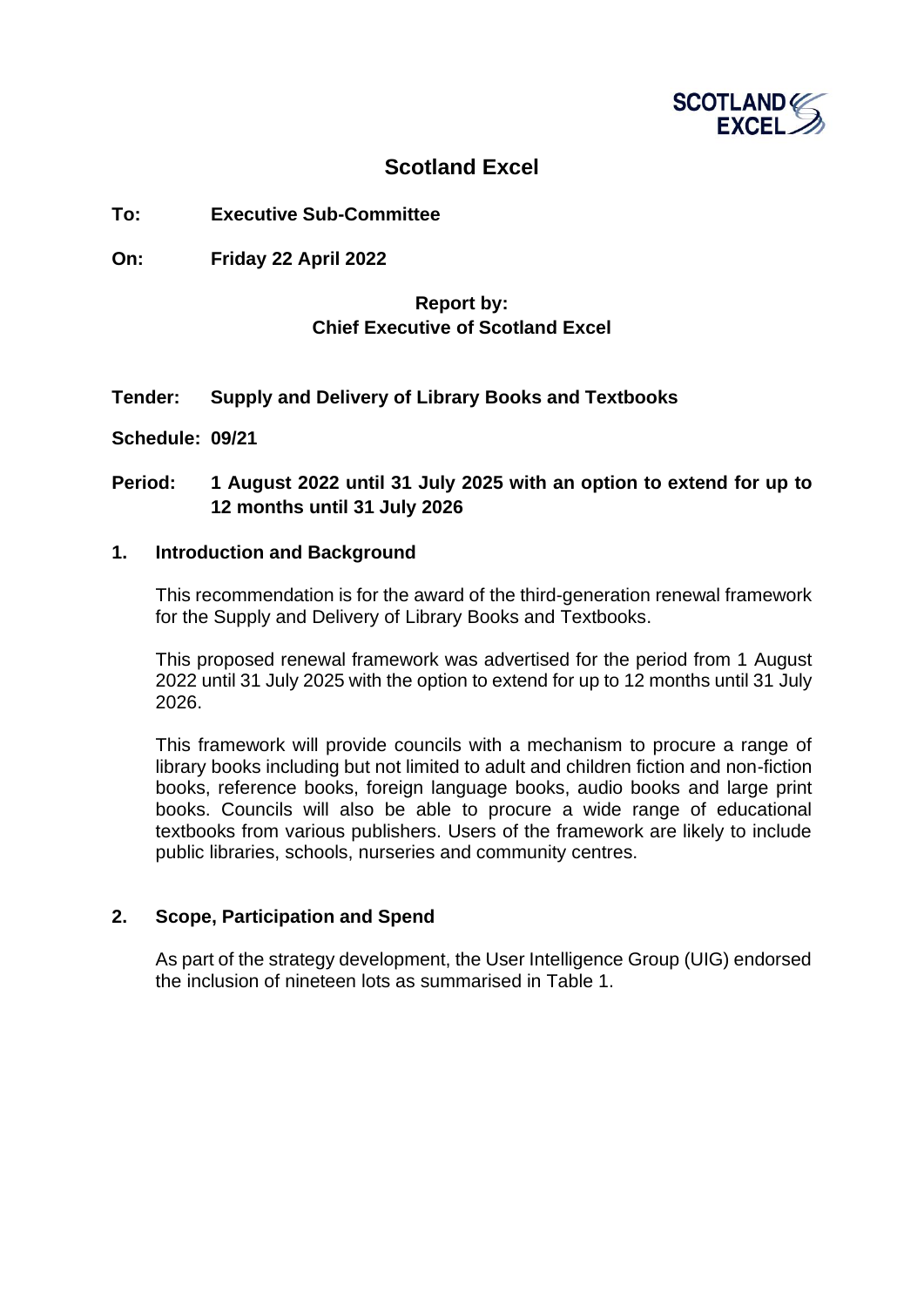# Scotland Excel

**To:** **Executive Sub-Committee**

**On:** **Friday 22 April 2022**

**Report by:**
**Chief Executive of Scotland Excel**

**Tender:** **Supply and Delivery of Library Books and Textbooks**

**Schedule: 09/21**

**Period:** **1 August 2022 until 31 July 2025 with an option to extend for up to 12 months until 31 July 2026**

## 1. Introduction and Background

This recommendation is for the award of the third-generation renewal framework for the Supply and Delivery of Library Books and Textbooks.

This proposed renewal framework was advertised for the period from 1 August 2022 until 31 July 2025 with the option to extend for up to 12 months until 31 July 2026.

This framework will provide councils with a mechanism to procure a range of library books including but not limited to adult and children fiction and non-fiction books, reference books, foreign language books, audio books and large print books. Councils will also be able to procure a wide range of educational textbooks from various publishers. Users of the framework are likely to include public libraries, schools, nurseries and community centres.

## 2. Scope, Participation and Spend

As part of the strategy development, the User Intelligence Group (UIG) endorsed the inclusion of nineteen lots as summarised in Table 1.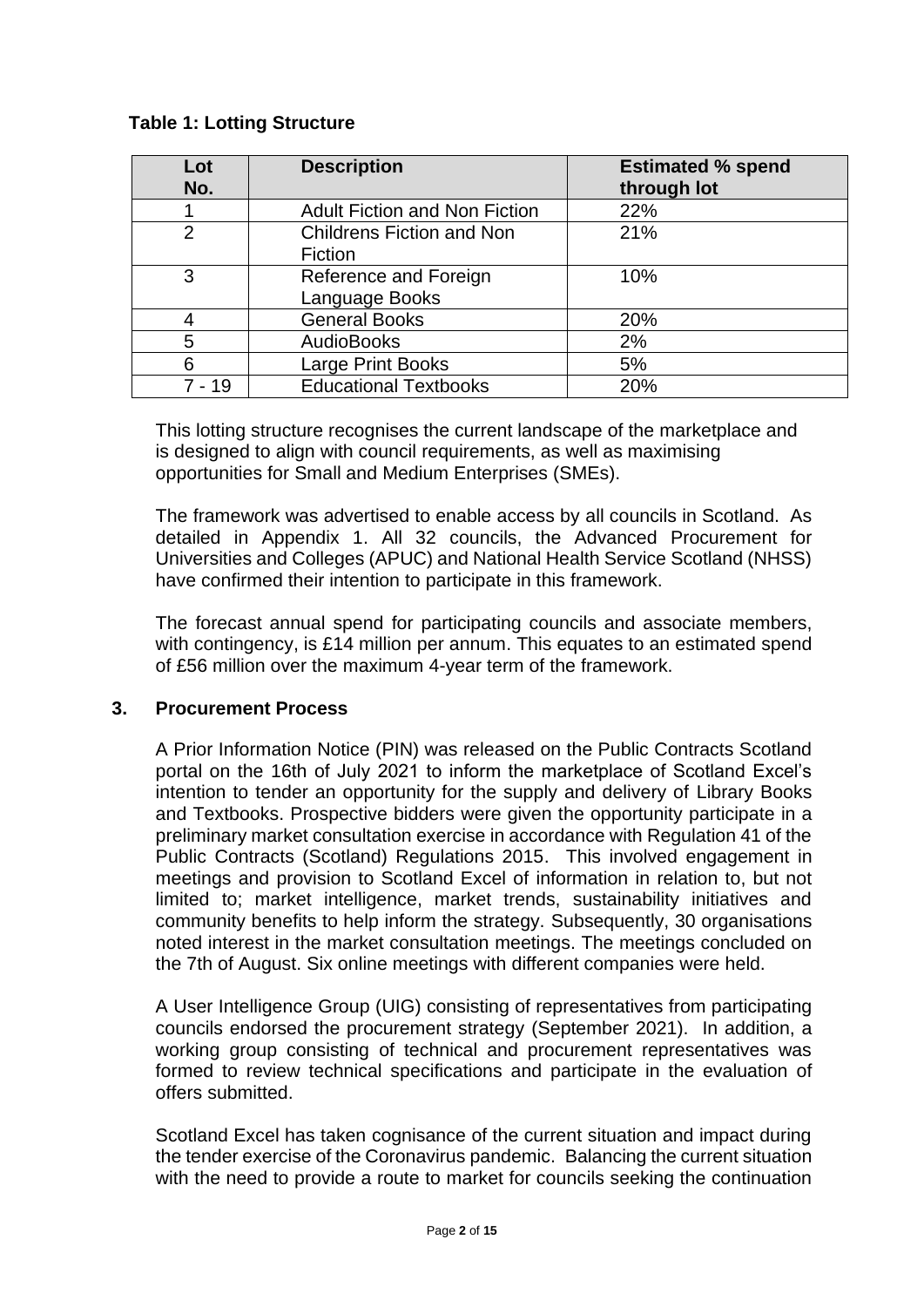**Table 1: Lotting Structure**

| Lot No. | Description | Estimated % spend through lot |
|---|---|---|
| 1 | Adult Fiction and Non Fiction | 22% |
| 2 | Childrens Fiction and Non Fiction | 21% |
| 3 | Reference and Foreign Language Books | 10% |
| 4 | General Books | 20% |
| 5 | AudioBooks | 2% |
| 6 | Large Print Books | 5% |
| 7 - 19 | Educational Textbooks | 20% |

This lotting structure recognises the current landscape of the marketplace and is designed to align with council requirements, as well as maximising opportunities for Small and Medium Enterprises (SMEs).

The framework was advertised to enable access by all councils in Scotland. As detailed in Appendix 1. All 32 councils, the Advanced Procurement for Universities and Colleges (APUC) and National Health Service Scotland (NHSS) have confirmed their intention to participate in this framework.

The forecast annual spend for participating councils and associate members, with contingency, is £14 million per annum. This equates to an estimated spend of £56 million over the maximum 4-year term of the framework.

## 3. Procurement Process

A Prior Information Notice (PIN) was released on the Public Contracts Scotland portal on the 16th of July 2021 to inform the marketplace of Scotland Excel's intention to tender an opportunity for the supply and delivery of Library Books and Textbooks. Prospective bidders were given the opportunity participate in a preliminary market consultation exercise in accordance with Regulation 41 of the Public Contracts (Scotland) Regulations 2015. This involved engagement in meetings and provision to Scotland Excel of information in relation to, but not limited to; market intelligence, market trends, sustainability initiatives and community benefits to help inform the strategy. Subsequently, 30 organisations noted interest in the market consultation meetings. The meetings concluded on the 7th of August. Six online meetings with different companies were held.

A User Intelligence Group (UIG) consisting of representatives from participating councils endorsed the procurement strategy (September 2021). In addition, a working group consisting of technical and procurement representatives was formed to review technical specifications and participate in the evaluation of offers submitted.

Scotland Excel has taken cognisance of the current situation and impact during the tender exercise of the Coronavirus pandemic. Balancing the current situation with the need to provide a route to market for councils seeking the continuation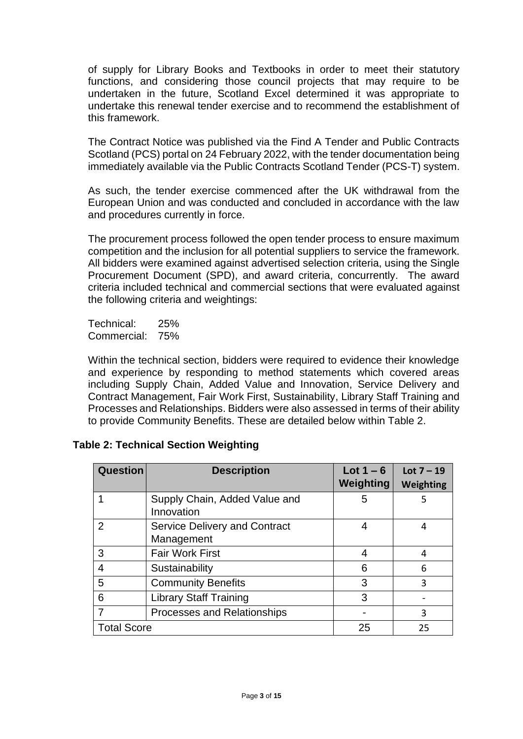of supply for Library Books and Textbooks in order to meet their statutory functions, and considering those council projects that may require to be undertaken in the future, Scotland Excel determined it was appropriate to undertake this renewal tender exercise and to recommend the establishment of this framework.

The Contract Notice was published via the Find A Tender and Public Contracts Scotland (PCS) portal on 24 February 2022, with the tender documentation being immediately available via the Public Contracts Scotland Tender (PCS-T) system.

As such, the tender exercise commenced after the UK withdrawal from the European Union and was conducted and concluded in accordance with the law and procedures currently in force.

The procurement process followed the open tender process to ensure maximum competition and the inclusion for all potential suppliers to service the framework. All bidders were examined against advertised selection criteria, using the Single Procurement Document (SPD), and award criteria, concurrently. The award criteria included technical and commercial sections that were evaluated against the following criteria and weightings:

Technical: 25%
Commercial: 75%

Within the technical section, bidders were required to evidence their knowledge and experience by responding to method statements which covered areas including Supply Chain, Added Value and Innovation, Service Delivery and Contract Management, Fair Work First, Sustainability, Library Staff Training and Processes and Relationships. Bidders were also assessed in terms of their ability to provide Community Benefits. These are detailed below within Table 2.

**Table 2: Technical Section Weighting**

| Question | Description | Lot 1 – 6 Weighting | Lot 7 – 19 Weighting |
|---|---|---|---|
| 1 | Supply Chain, Added Value and Innovation | 5 | 5 |
| 2 | Service Delivery and Contract Management | 4 | 4 |
| 3 | Fair Work First | 4 | 4 |
| 4 | Sustainability | 6 | 6 |
| 5 | Community Benefits | 3 | 3 |
| 6 | Library Staff Training | 3 | - |
| 7 | Processes and Relationships | - | 3 |
| Total Score | | 25 | 25 |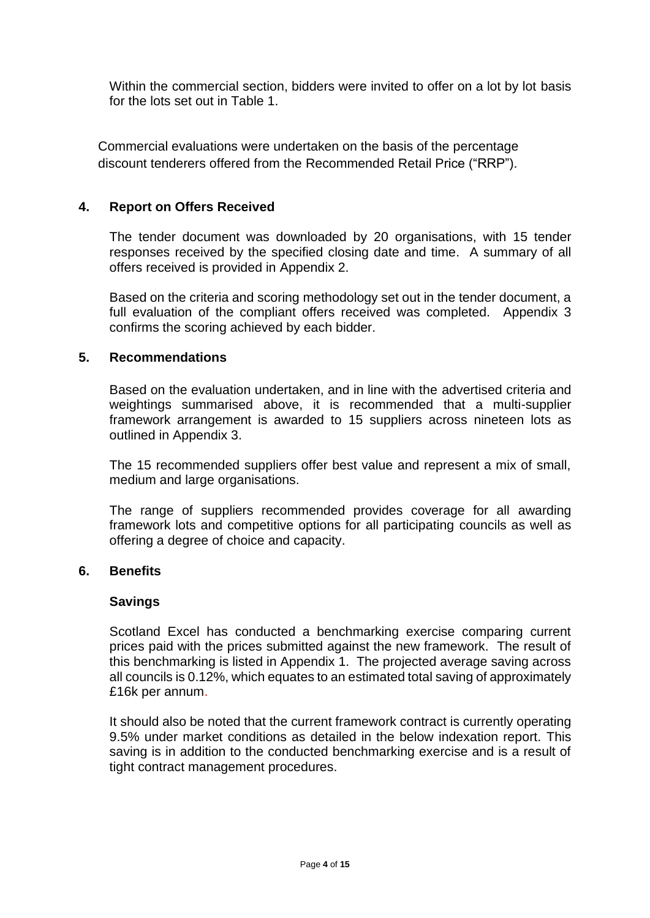Within the commercial section, bidders were invited to offer on a lot by lot basis for the lots set out in Table 1.

Commercial evaluations were undertaken on the basis of the percentage discount tenderers offered from the Recommended Retail Price ("RRP").

## 4. Report on Offers Received

The tender document was downloaded by 20 organisations, with 15 tender responses received by the specified closing date and time. A summary of all offers received is provided in Appendix 2.

Based on the criteria and scoring methodology set out in the tender document, a full evaluation of the compliant offers received was completed. Appendix 3 confirms the scoring achieved by each bidder.

## 5. Recommendations

Based on the evaluation undertaken, and in line with the advertised criteria and weightings summarised above, it is recommended that a multi-supplier framework arrangement is awarded to 15 suppliers across nineteen lots as outlined in Appendix 3.

The 15 recommended suppliers offer best value and represent a mix of small, medium and large organisations.

The range of suppliers recommended provides coverage for all awarding framework lots and competitive options for all participating councils as well as offering a degree of choice and capacity.

## 6. Benefits

### Savings

Scotland Excel has conducted a benchmarking exercise comparing current prices paid with the prices submitted against the new framework. The result of this benchmarking is listed in Appendix 1. The projected average saving across all councils is 0.12%, which equates to an estimated total saving of approximately £16k per annum.

It should also be noted that the current framework contract is currently operating 9.5% under market conditions as detailed in the below indexation report. This saving is in addition to the conducted benchmarking exercise and is a result of tight contract management procedures.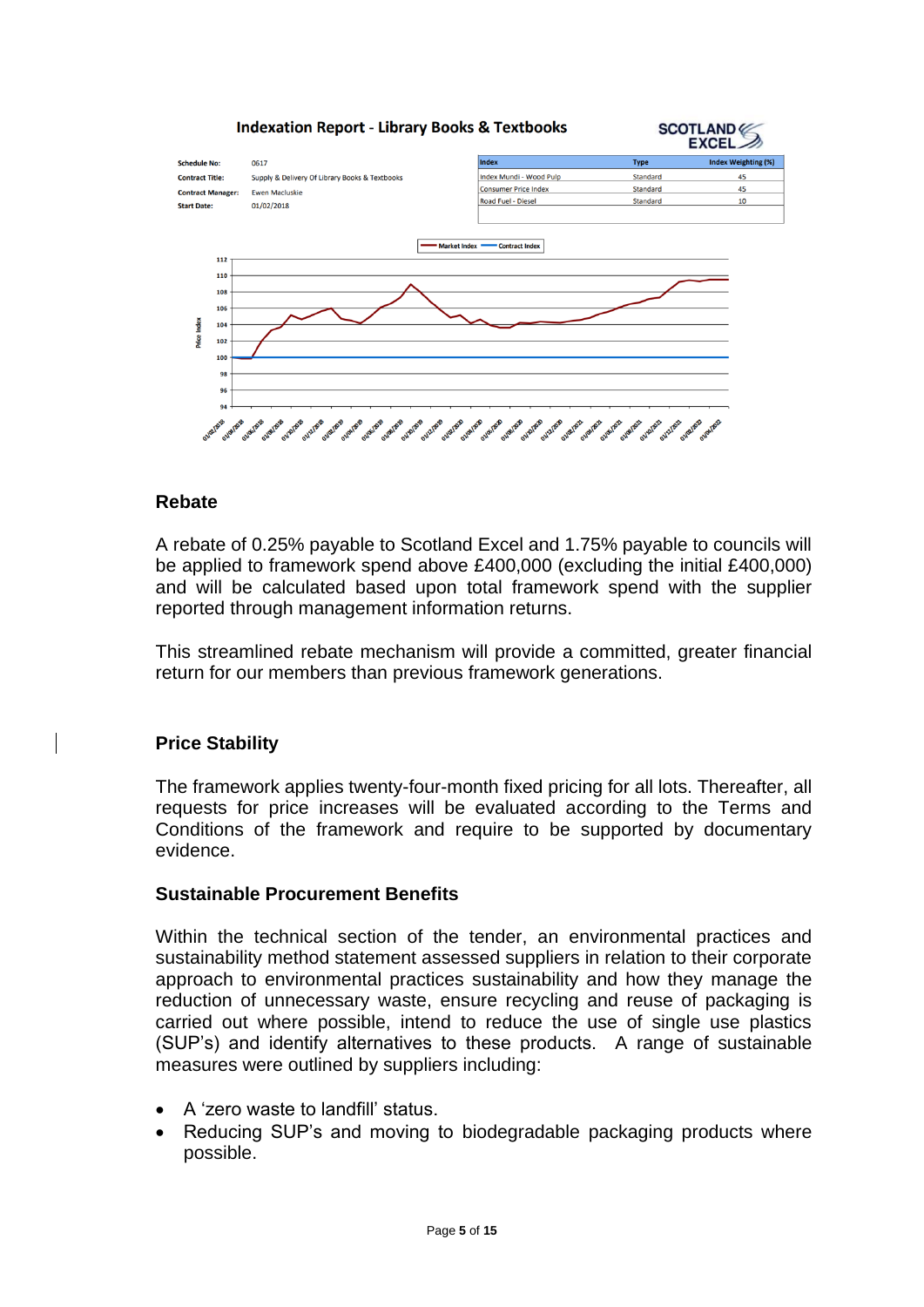**Indexation Report - Library Books & Textbooks**

SCOTLAND EXCEL

| | |
|---|---|
| **Schedule No:** | 0617 |
| **Contract Title:** | Supply & Delivery Of Library Books & Textbooks |
| **Contract Manager:** | Ewen Macluskie |
| **Start Date:** | 01/02/2018 |

| Index | Type | Index Weighting (%) |
|---|---|---|
| Index Mundi - Wood Pulp | Standard | 45 |
| Consumer Price Index | Standard | 45 |
| Road Fuel - Diesel | Standard | 10 |

## Rebate

A rebate of 0.25% payable to Scotland Excel and 1.75% payable to councils will be applied to framework spend above £400,000 (excluding the initial £400,000) and will be calculated based upon total framework spend with the supplier reported through management information returns.

This streamlined rebate mechanism will provide a committed, greater financial return for our members than previous framework generations.

## Price Stability

The framework applies twenty-four-month fixed pricing for all lots. Thereafter, all requests for price increases will be evaluated according to the Terms and Conditions of the framework and require to be supported by documentary evidence.

## Sustainable Procurement Benefits

Within the technical section of the tender, an environmental practices and sustainability method statement assessed suppliers in relation to their corporate approach to environmental practices sustainability and how they manage the reduction of unnecessary waste, ensure recycling and reuse of packaging is carried out where possible, intend to reduce the use of single use plastics (SUP's) and identify alternatives to these products. A range of sustainable measures were outlined by suppliers including:

- A 'zero waste to landfill' status.
- Reducing SUP's and moving to biodegradable packaging products where possible.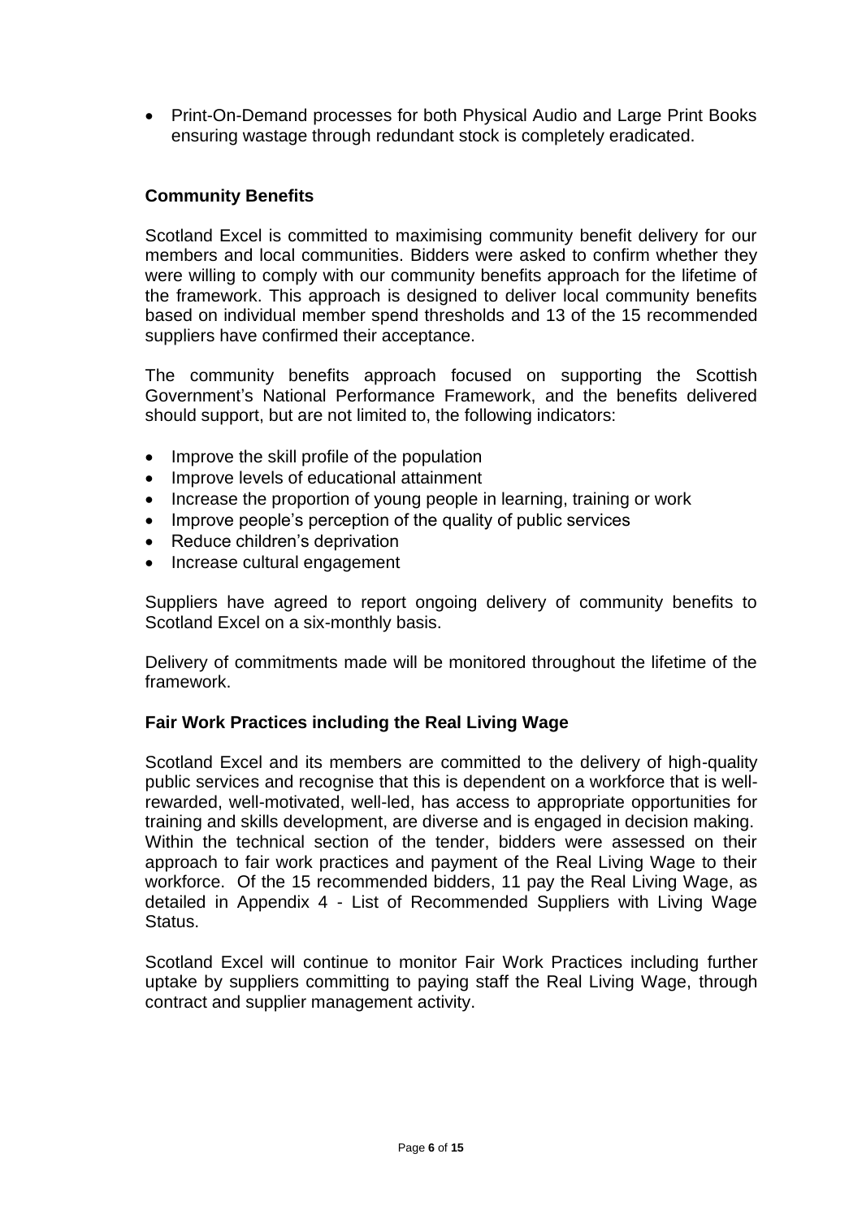- Print-On-Demand processes for both Physical Audio and Large Print Books ensuring wastage through redundant stock is completely eradicated.

**Community Benefits**

Scotland Excel is committed to maximising community benefit delivery for our members and local communities. Bidders were asked to confirm whether they were willing to comply with our community benefits approach for the lifetime of the framework. This approach is designed to deliver local community benefits based on individual member spend thresholds and 13 of the 15 recommended suppliers have confirmed their acceptance.

The community benefits approach focused on supporting the Scottish Government's National Performance Framework, and the benefits delivered should support, but are not limited to, the following indicators:

- Improve the skill profile of the population
- Improve levels of educational attainment
- Increase the proportion of young people in learning, training or work
- Improve people's perception of the quality of public services
- Reduce children's deprivation
- Increase cultural engagement

Suppliers have agreed to report ongoing delivery of community benefits to Scotland Excel on a six-monthly basis.

Delivery of commitments made will be monitored throughout the lifetime of the framework.

**Fair Work Practices including the Real Living Wage**

Scotland Excel and its members are committed to the delivery of high-quality public services and recognise that this is dependent on a workforce that is well-rewarded, well-motivated, well-led, has access to appropriate opportunities for training and skills development, are diverse and is engaged in decision making. Within the technical section of the tender, bidders were assessed on their approach to fair work practices and payment of the Real Living Wage to their workforce. Of the 15 recommended bidders, 11 pay the Real Living Wage, as detailed in Appendix 4 - List of Recommended Suppliers with Living Wage Status.

Scotland Excel will continue to monitor Fair Work Practices including further uptake by suppliers committing to paying staff the Real Living Wage, through contract and supplier management activity.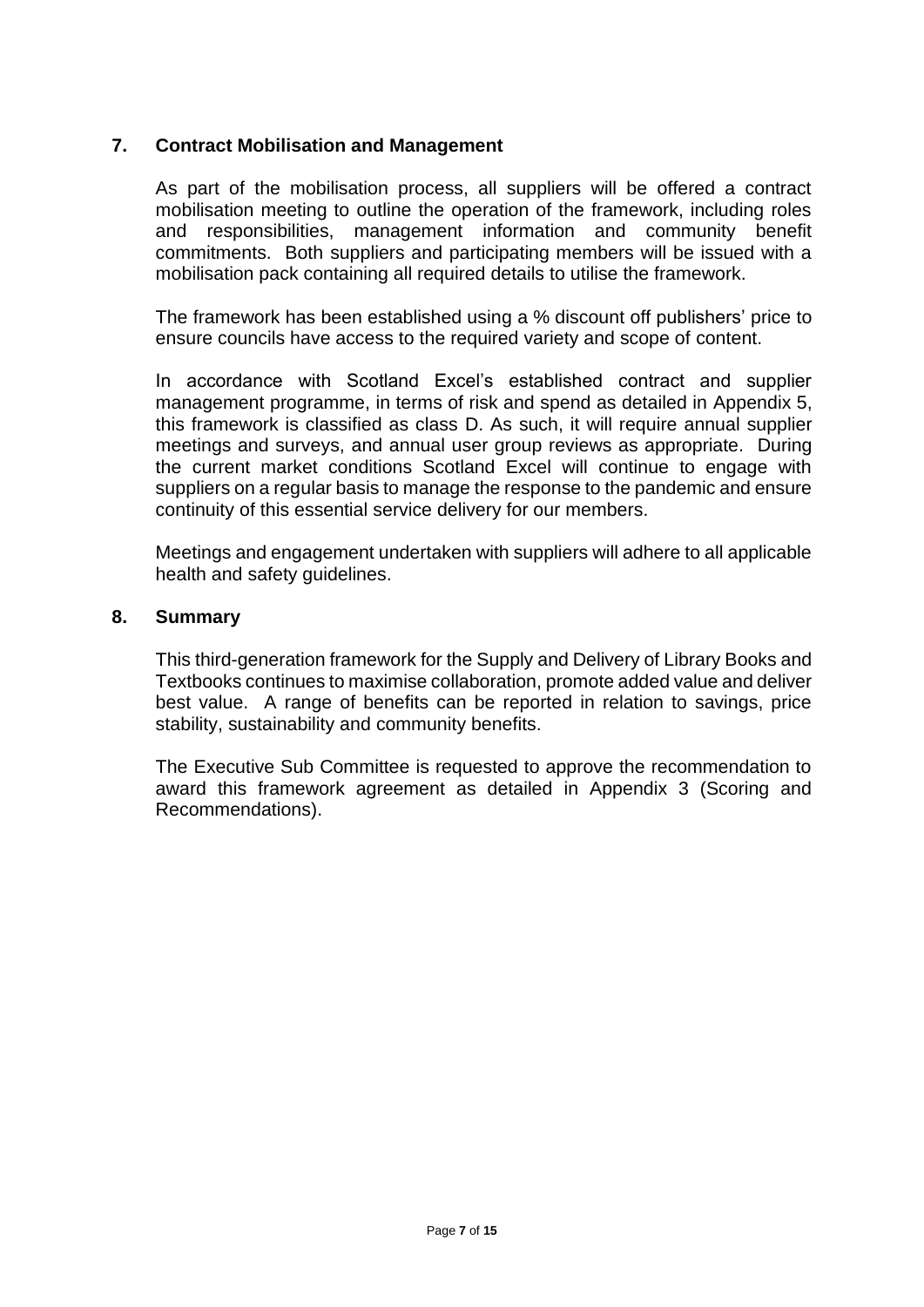## 7. Contract Mobilisation and Management

As part of the mobilisation process, all suppliers will be offered a contract mobilisation meeting to outline the operation of the framework, including roles and responsibilities, management information and community benefit commitments. Both suppliers and participating members will be issued with a mobilisation pack containing all required details to utilise the framework.

The framework has been established using a % discount off publishers' price to ensure councils have access to the required variety and scope of content.

In accordance with Scotland Excel's established contract and supplier management programme, in terms of risk and spend as detailed in Appendix 5, this framework is classified as class D. As such, it will require annual supplier meetings and surveys, and annual user group reviews as appropriate. During the current market conditions Scotland Excel will continue to engage with suppliers on a regular basis to manage the response to the pandemic and ensure continuity of this essential service delivery for our members.

Meetings and engagement undertaken with suppliers will adhere to all applicable health and safety guidelines.

## 8. Summary

This third-generation framework for the Supply and Delivery of Library Books and Textbooks continues to maximise collaboration, promote added value and deliver best value. A range of benefits can be reported in relation to savings, price stability, sustainability and community benefits.

The Executive Sub Committee is requested to approve the recommendation to award this framework agreement as detailed in Appendix 3 (Scoring and Recommendations).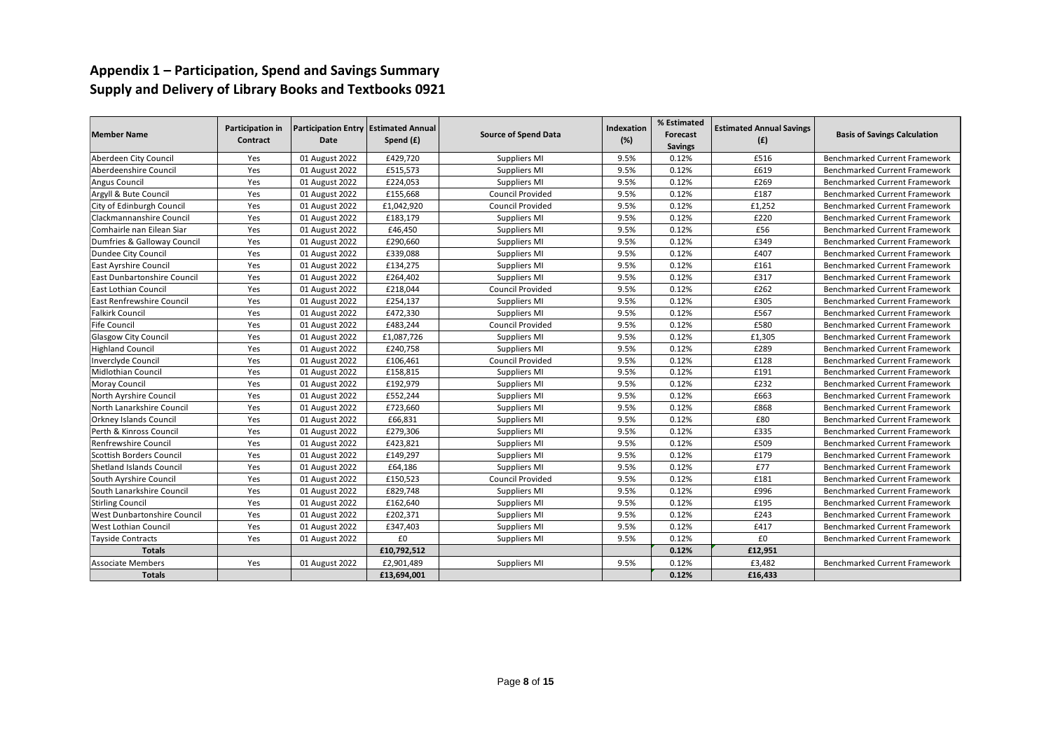# Appendix 1 – Participation, Spend and Savings Summary
## Supply and Delivery of Library Books and Textbooks 0921

| Member Name | Participation in Contract | Participation Entry Date | Estimated Annual Spend (£) | Source of Spend Data | Indexation (%) | % Estimated Forecast Savings | Estimated Annual Savings (£) | Basis of Savings Calculation |
|---|---|---|---|---|---|---|---|---|
| Aberdeen City Council | Yes | 01 August 2022 | £429,720 | Suppliers MI | 9.5% | 0.12% | £516 | Benchmarked Current Framework |
| Aberdeenshire Council | Yes | 01 August 2022 | £515,573 | Suppliers MI | 9.5% | 0.12% | £619 | Benchmarked Current Framework |
| Angus Council | Yes | 01 August 2022 | £224,053 | Suppliers MI | 9.5% | 0.12% | £269 | Benchmarked Current Framework |
| Argyll & Bute Council | Yes | 01 August 2022 | £155,668 | Council Provided | 9.5% | 0.12% | £187 | Benchmarked Current Framework |
| City of Edinburgh Council | Yes | 01 August 2022 | £1,042,920 | Council Provided | 9.5% | 0.12% | £1,252 | Benchmarked Current Framework |
| Clackmannanshire Council | Yes | 01 August 2022 | £183,179 | Suppliers MI | 9.5% | 0.12% | £220 | Benchmarked Current Framework |
| Comhairle nan Eilean Siar | Yes | 01 August 2022 | £46,450 | Suppliers MI | 9.5% | 0.12% | £56 | Benchmarked Current Framework |
| Dumfries & Galloway Council | Yes | 01 August 2022 | £290,660 | Suppliers MI | 9.5% | 0.12% | £349 | Benchmarked Current Framework |
| Dundee City Council | Yes | 01 August 2022 | £339,088 | Suppliers MI | 9.5% | 0.12% | £407 | Benchmarked Current Framework |
| East Ayrshire Council | Yes | 01 August 2022 | £134,275 | Suppliers MI | 9.5% | 0.12% | £161 | Benchmarked Current Framework |
| East Dunbartonshire Council | Yes | 01 August 2022 | £264,402 | Suppliers MI | 9.5% | 0.12% | £317 | Benchmarked Current Framework |
| East Lothian Council | Yes | 01 August 2022 | £218,044 | Council Provided | 9.5% | 0.12% | £262 | Benchmarked Current Framework |
| East Renfrewshire Council | Yes | 01 August 2022 | £254,137 | Suppliers MI | 9.5% | 0.12% | £305 | Benchmarked Current Framework |
| Falkirk Council | Yes | 01 August 2022 | £472,330 | Suppliers MI | 9.5% | 0.12% | £567 | Benchmarked Current Framework |
| Fife Council | Yes | 01 August 2022 | £483,244 | Council Provided | 9.5% | 0.12% | £580 | Benchmarked Current Framework |
| Glasgow City Council | Yes | 01 August 2022 | £1,087,726 | Suppliers MI | 9.5% | 0.12% | £1,305 | Benchmarked Current Framework |
| Highland Council | Yes | 01 August 2022 | £240,758 | Suppliers MI | 9.5% | 0.12% | £289 | Benchmarked Current Framework |
| Inverclyde Council | Yes | 01 August 2022 | £106,461 | Council Provided | 9.5% | 0.12% | £128 | Benchmarked Current Framework |
| Midlothian Council | Yes | 01 August 2022 | £158,815 | Suppliers MI | 9.5% | 0.12% | £191 | Benchmarked Current Framework |
| Moray Council | Yes | 01 August 2022 | £192,979 | Suppliers MI | 9.5% | 0.12% | £232 | Benchmarked Current Framework |
| North Ayrshire Council | Yes | 01 August 2022 | £552,244 | Suppliers MI | 9.5% | 0.12% | £663 | Benchmarked Current Framework |
| North Lanarkshire Council | Yes | 01 August 2022 | £723,660 | Suppliers MI | 9.5% | 0.12% | £868 | Benchmarked Current Framework |
| Orkney Islands Council | Yes | 01 August 2022 | £66,831 | Suppliers MI | 9.5% | 0.12% | £80 | Benchmarked Current Framework |
| Perth & Kinross Council | Yes | 01 August 2022 | £279,306 | Suppliers MI | 9.5% | 0.12% | £335 | Benchmarked Current Framework |
| Renfrewshire Council | Yes | 01 August 2022 | £423,821 | Suppliers MI | 9.5% | 0.12% | £509 | Benchmarked Current Framework |
| Scottish Borders Council | Yes | 01 August 2022 | £149,297 | Suppliers MI | 9.5% | 0.12% | £179 | Benchmarked Current Framework |
| Shetland Islands Council | Yes | 01 August 2022 | £64,186 | Suppliers MI | 9.5% | 0.12% | £77 | Benchmarked Current Framework |
| South Ayrshire Council | Yes | 01 August 2022 | £150,523 | Council Provided | 9.5% | 0.12% | £181 | Benchmarked Current Framework |
| South Lanarkshire Council | Yes | 01 August 2022 | £829,748 | Suppliers MI | 9.5% | 0.12% | £996 | Benchmarked Current Framework |
| Stirling Council | Yes | 01 August 2022 | £162,640 | Suppliers MI | 9.5% | 0.12% | £195 | Benchmarked Current Framework |
| West Dunbartonshire Council | Yes | 01 August 2022 | £202,371 | Suppliers MI | 9.5% | 0.12% | £243 | Benchmarked Current Framework |
| West Lothian Council | Yes | 01 August 2022 | £347,403 | Suppliers MI | 9.5% | 0.12% | £417 | Benchmarked Current Framework |
| Tayside Contracts | Yes | 01 August 2022 | £0 | Suppliers MI | 9.5% | 0.12% | £0 | Benchmarked Current Framework |
| **Totals** | | | **£10,792,512** | | | **0.12%** | **£12,951** | |
| Associate Members | Yes | 01 August 2022 | £2,901,489 | Suppliers MI | 9.5% | 0.12% | £3,482 | Benchmarked Current Framework |
| **Totals** | | | **£13,694,001** | | | **0.12%** | **£16,433** | |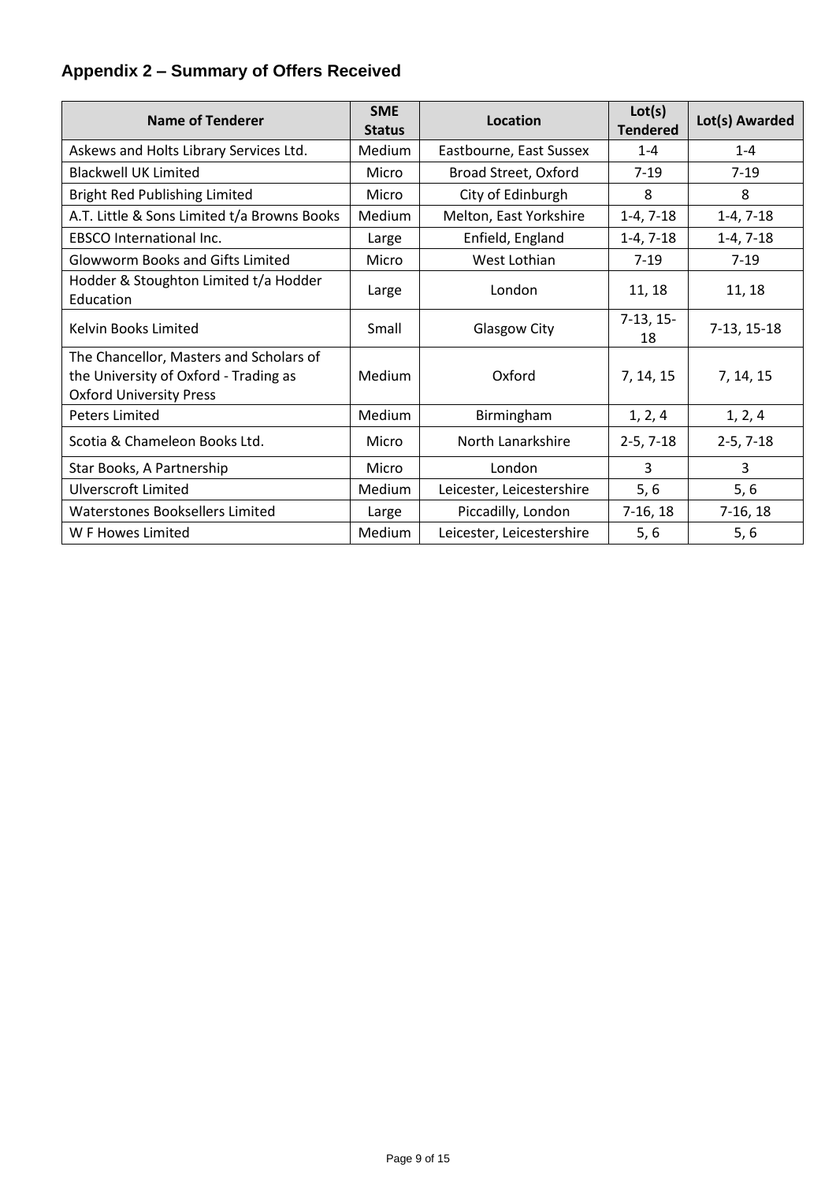## Appendix 2 – Summary of Offers Received

| Name of Tenderer | SME Status | Location | Lot(s) Tendered | Lot(s) Awarded |
|---|---|---|---|---|
| Askews and Holts Library Services Ltd. | Medium | Eastbourne, East Sussex | 1-4 | 1-4 |
| Blackwell UK Limited | Micro | Broad Street, Oxford | 7-19 | 7-19 |
| Bright Red Publishing Limited | Micro | City of Edinburgh | 8 | 8 |
| A.T. Little & Sons Limited t/a Browns Books | Medium | Melton, East Yorkshire | 1-4, 7-18 | 1-4, 7-18 |
| EBSCO International Inc. | Large | Enfield, England | 1-4, 7-18 | 1-4, 7-18 |
| Glowworm Books and Gifts Limited | Micro | West Lothian | 7-19 | 7-19 |
| Hodder & Stoughton Limited t/a Hodder Education | Large | London | 11, 18 | 11, 18 |
| Kelvin Books Limited | Small | Glasgow City | 7-13, 15-18 | 7-13, 15-18 |
| The Chancellor, Masters and Scholars of the University of Oxford - Trading as Oxford University Press | Medium | Oxford | 7, 14, 15 | 7, 14, 15 |
| Peters Limited | Medium | Birmingham | 1, 2, 4 | 1, 2, 4 |
| Scotia & Chameleon Books Ltd. | Micro | North Lanarkshire | 2-5, 7-18 | 2-5, 7-18 |
| Star Books, A Partnership | Micro | London | 3 | 3 |
| Ulverscroft Limited | Medium | Leicester, Leicestershire | 5, 6 | 5, 6 |
| Waterstones Booksellers Limited | Large | Piccadilly, London | 7-16, 18 | 7-16, 18 |
| W F Howes Limited | Medium | Leicester, Leicestershire | 5, 6 | 5, 6 |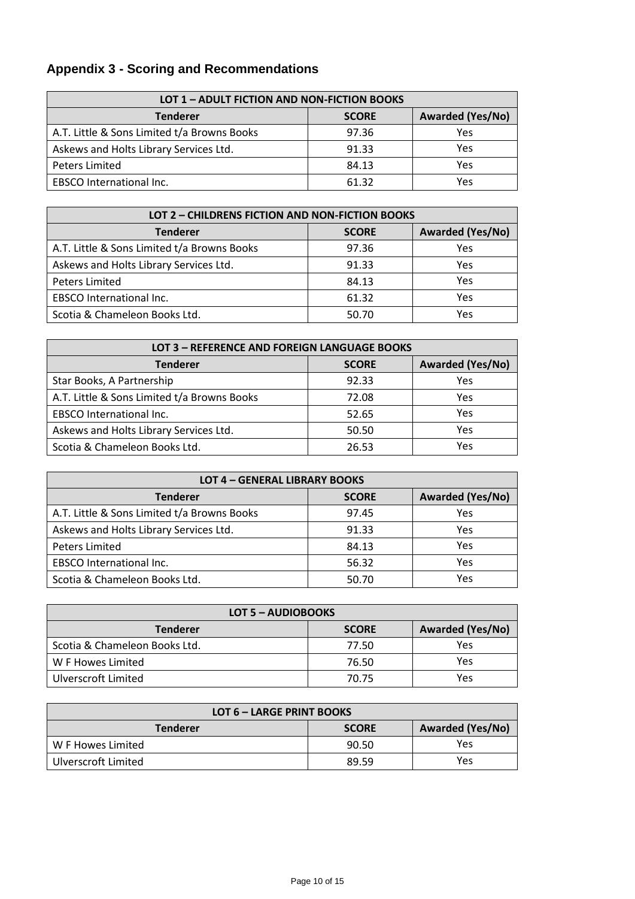## Appendix 3 - Scoring and Recommendations

| LOT 1 – ADULT FICTION AND NON-FICTION BOOKS | | |
|---|---|---|
| **Tenderer** | **SCORE** | **Awarded (Yes/No)** |
| A.T. Little & Sons Limited t/a Browns Books | 97.36 | Yes |
| Askews and Holts Library Services Ltd. | 91.33 | Yes |
| Peters Limited | 84.13 | Yes |
| EBSCO International Inc. | 61.32 | Yes |

| LOT 2 – CHILDRENS FICTION AND NON-FICTION BOOKS | | |
|---|---|---|
| **Tenderer** | **SCORE** | **Awarded (Yes/No)** |
| A.T. Little & Sons Limited t/a Browns Books | 97.36 | Yes |
| Askews and Holts Library Services Ltd. | 91.33 | Yes |
| Peters Limited | 84.13 | Yes |
| EBSCO International Inc. | 61.32 | Yes |
| Scotia & Chameleon Books Ltd. | 50.70 | Yes |

| LOT 3 – REFERENCE AND FOREIGN LANGUAGE BOOKS | | |
|---|---|---|
| **Tenderer** | **SCORE** | **Awarded (Yes/No)** |
| Star Books, A Partnership | 92.33 | Yes |
| A.T. Little & Sons Limited t/a Browns Books | 72.08 | Yes |
| EBSCO International Inc. | 52.65 | Yes |
| Askews and Holts Library Services Ltd. | 50.50 | Yes |
| Scotia & Chameleon Books Ltd. | 26.53 | Yes |

| LOT 4 – GENERAL LIBRARY BOOKS | | |
|---|---|---|
| **Tenderer** | **SCORE** | **Awarded (Yes/No)** |
| A.T. Little & Sons Limited t/a Browns Books | 97.45 | Yes |
| Askews and Holts Library Services Ltd. | 91.33 | Yes |
| Peters Limited | 84.13 | Yes |
| EBSCO International Inc. | 56.32 | Yes |
| Scotia & Chameleon Books Ltd. | 50.70 | Yes |

| LOT 5 – AUDIOBOOKS | | |
|---|---|---|
| **Tenderer** | **SCORE** | **Awarded (Yes/No)** |
| Scotia & Chameleon Books Ltd. | 77.50 | Yes |
| W F Howes Limited | 76.50 | Yes |
| Ulverscroft Limited | 70.75 | Yes |

| LOT 6 – LARGE PRINT BOOKS | | |
|---|---|---|
| **Tenderer** | **SCORE** | **Awarded (Yes/No)** |
| W F Howes Limited | 90.50 | Yes |
| Ulverscroft Limited | 89.59 | Yes |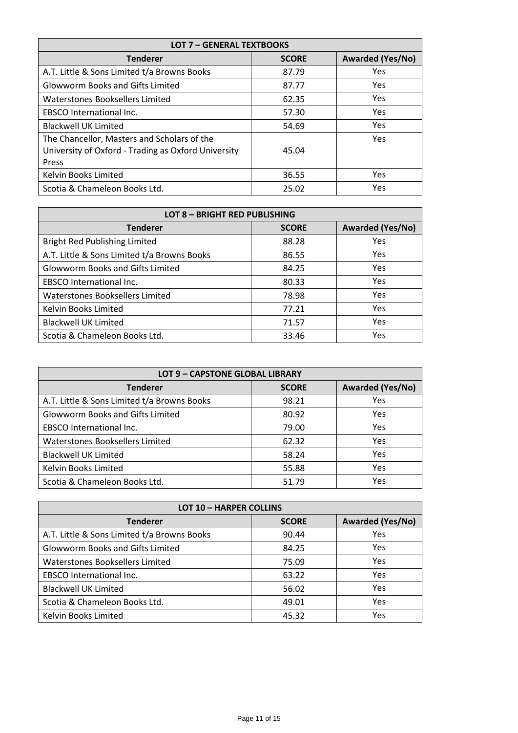| LOT 7 – GENERAL TEXTBOOKS | | |
|---|---|---|
| **Tenderer** | **SCORE** | **Awarded (Yes/No)** |
| A.T. Little & Sons Limited t/a Browns Books | 87.79 | Yes |
| Glowworm Books and Gifts Limited | 87.77 | Yes |
| Waterstones Booksellers Limited | 62.35 | Yes |
| EBSCO International Inc. | 57.30 | Yes |
| Blackwell UK Limited | 54.69 | Yes |
| The Chancellor, Masters and Scholars of the University of Oxford - Trading as Oxford University Press | 45.04 | Yes |
| Kelvin Books Limited | 36.55 | Yes |
| Scotia & Chameleon Books Ltd. | 25.02 | Yes |

| LOT 8 – BRIGHT RED PUBLISHING | | |
|---|---|---|
| **Tenderer** | **SCORE** | **Awarded (Yes/No)** |
| Bright Red Publishing Limited | 88.28 | Yes |
| A.T. Little & Sons Limited t/a Browns Books | 86.55 | Yes |
| Glowworm Books and Gifts Limited | 84.25 | Yes |
| EBSCO International Inc. | 80.33 | Yes |
| Waterstones Booksellers Limited | 78.98 | Yes |
| Kelvin Books Limited | 77.21 | Yes |
| Blackwell UK Limited | 71.57 | Yes |
| Scotia & Chameleon Books Ltd. | 33.46 | Yes |

| LOT 9 – CAPSTONE GLOBAL LIBRARY | | |
|---|---|---|
| **Tenderer** | **SCORE** | **Awarded (Yes/No)** |
| A.T. Little & Sons Limited t/a Browns Books | 98.21 | Yes |
| Glowworm Books and Gifts Limited | 80.92 | Yes |
| EBSCO International Inc. | 79.00 | Yes |
| Waterstones Booksellers Limited | 62.32 | Yes |
| Blackwell UK Limited | 58.24 | Yes |
| Kelvin Books Limited | 55.88 | Yes |
| Scotia & Chameleon Books Ltd. | 51.79 | Yes |

| LOT 10 – HARPER COLLINS | | |
|---|---|---|
| **Tenderer** | **SCORE** | **Awarded (Yes/No)** |
| A.T. Little & Sons Limited t/a Browns Books | 90.44 | Yes |
| Glowworm Books and Gifts Limited | 84.25 | Yes |
| Waterstones Booksellers Limited | 75.09 | Yes |
| EBSCO International Inc. | 63.22 | Yes |
| Blackwell UK Limited | 56.02 | Yes |
| Scotia & Chameleon Books Ltd. | 49.01 | Yes |
| Kelvin Books Limited | 45.32 | Yes |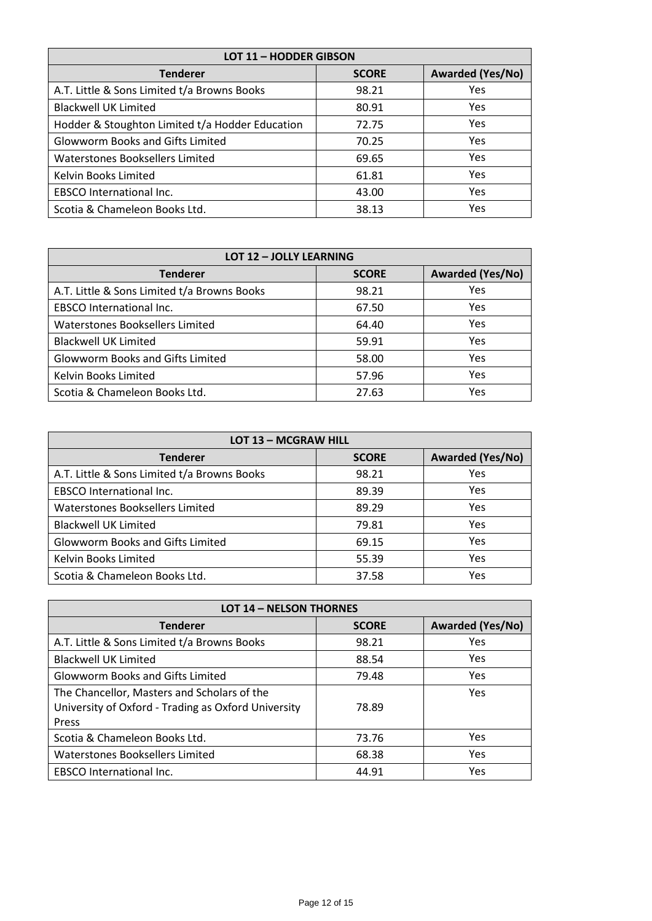| LOT 11 – HODDER GIBSON | | |
|---|---|---|
| **Tenderer** | **SCORE** | **Awarded (Yes/No)** |
| A.T. Little & Sons Limited t/a Browns Books | 98.21 | Yes |
| Blackwell UK Limited | 80.91 | Yes |
| Hodder & Stoughton Limited t/a Hodder Education | 72.75 | Yes |
| Glowworm Books and Gifts Limited | 70.25 | Yes |
| Waterstones Booksellers Limited | 69.65 | Yes |
| Kelvin Books Limited | 61.81 | Yes |
| EBSCO International Inc. | 43.00 | Yes |
| Scotia & Chameleon Books Ltd. | 38.13 | Yes |

| LOT 12 – JOLLY LEARNING | | |
|---|---|---|
| **Tenderer** | **SCORE** | **Awarded (Yes/No)** |
| A.T. Little & Sons Limited t/a Browns Books | 98.21 | Yes |
| EBSCO International Inc. | 67.50 | Yes |
| Waterstones Booksellers Limited | 64.40 | Yes |
| Blackwell UK Limited | 59.91 | Yes |
| Glowworm Books and Gifts Limited | 58.00 | Yes |
| Kelvin Books Limited | 57.96 | Yes |
| Scotia & Chameleon Books Ltd. | 27.63 | Yes |

| LOT 13 – MCGRAW HILL | | |
|---|---|---|
| **Tenderer** | **SCORE** | **Awarded (Yes/No)** |
| A.T. Little & Sons Limited t/a Browns Books | 98.21 | Yes |
| EBSCO International Inc. | 89.39 | Yes |
| Waterstones Booksellers Limited | 89.29 | Yes |
| Blackwell UK Limited | 79.81 | Yes |
| Glowworm Books and Gifts Limited | 69.15 | Yes |
| Kelvin Books Limited | 55.39 | Yes |
| Scotia & Chameleon Books Ltd. | 37.58 | Yes |

| LOT 14 – NELSON THORNES | | |
|---|---|---|
| **Tenderer** | **SCORE** | **Awarded (Yes/No)** |
| A.T. Little & Sons Limited t/a Browns Books | 98.21 | Yes |
| Blackwell UK Limited | 88.54 | Yes |
| Glowworm Books and Gifts Limited | 79.48 | Yes |
| The Chancellor, Masters and Scholars of the University of Oxford - Trading as Oxford University Press | 78.89 | Yes |
| Scotia & Chameleon Books Ltd. | 73.76 | Yes |
| Waterstones Booksellers Limited | 68.38 | Yes |
| EBSCO International Inc. | 44.91 | Yes |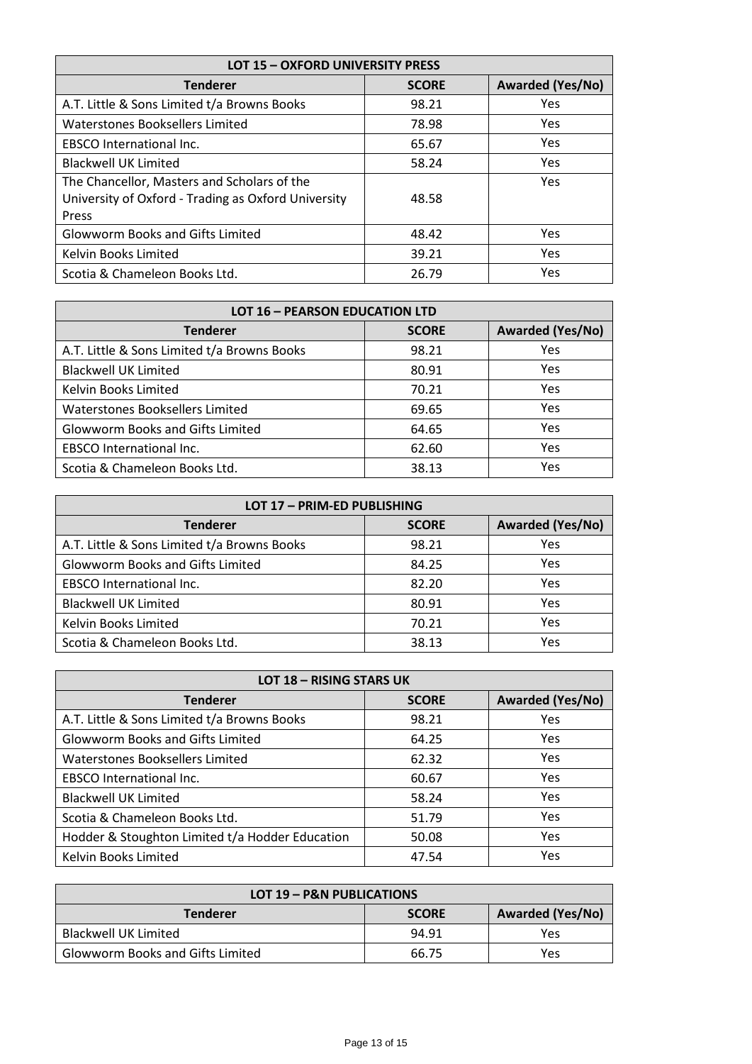| LOT 15 – OXFORD UNIVERSITY PRESS | | |
|---|---|---|
| **Tenderer** | **SCORE** | **Awarded (Yes/No)** |
| A.T. Little & Sons Limited t/a Browns Books | 98.21 | Yes |
| Waterstones Booksellers Limited | 78.98 | Yes |
| EBSCO International Inc. | 65.67 | Yes |
| Blackwell UK Limited | 58.24 | Yes |
| The Chancellor, Masters and Scholars of the University of Oxford - Trading as Oxford University Press | 48.58 | Yes |
| Glowworm Books and Gifts Limited | 48.42 | Yes |
| Kelvin Books Limited | 39.21 | Yes |
| Scotia & Chameleon Books Ltd. | 26.79 | Yes |

| LOT 16 – PEARSON EDUCATION LTD | | |
|---|---|---|
| **Tenderer** | **SCORE** | **Awarded (Yes/No)** |
| A.T. Little & Sons Limited t/a Browns Books | 98.21 | Yes |
| Blackwell UK Limited | 80.91 | Yes |
| Kelvin Books Limited | 70.21 | Yes |
| Waterstones Booksellers Limited | 69.65 | Yes |
| Glowworm Books and Gifts Limited | 64.65 | Yes |
| EBSCO International Inc. | 62.60 | Yes |
| Scotia & Chameleon Books Ltd. | 38.13 | Yes |

| LOT 17 – PRIM-ED PUBLISHING | | |
|---|---|---|
| **Tenderer** | **SCORE** | **Awarded (Yes/No)** |
| A.T. Little & Sons Limited t/a Browns Books | 98.21 | Yes |
| Glowworm Books and Gifts Limited | 84.25 | Yes |
| EBSCO International Inc. | 82.20 | Yes |
| Blackwell UK Limited | 80.91 | Yes |
| Kelvin Books Limited | 70.21 | Yes |
| Scotia & Chameleon Books Ltd. | 38.13 | Yes |

| LOT 18 – RISING STARS UK | | |
|---|---|---|
| **Tenderer** | **SCORE** | **Awarded (Yes/No)** |
| A.T. Little & Sons Limited t/a Browns Books | 98.21 | Yes |
| Glowworm Books and Gifts Limited | 64.25 | Yes |
| Waterstones Booksellers Limited | 62.32 | Yes |
| EBSCO International Inc. | 60.67 | Yes |
| Blackwell UK Limited | 58.24 | Yes |
| Scotia & Chameleon Books Ltd. | 51.79 | Yes |
| Hodder & Stoughton Limited t/a Hodder Education | 50.08 | Yes |
| Kelvin Books Limited | 47.54 | Yes |

| LOT 19 – P&N PUBLICATIONS | | |
|---|---|---|
| **Tenderer** | **SCORE** | **Awarded (Yes/No)** |
| Blackwell UK Limited | 94.91 | Yes |
| Glowworm Books and Gifts Limited | 66.75 | Yes |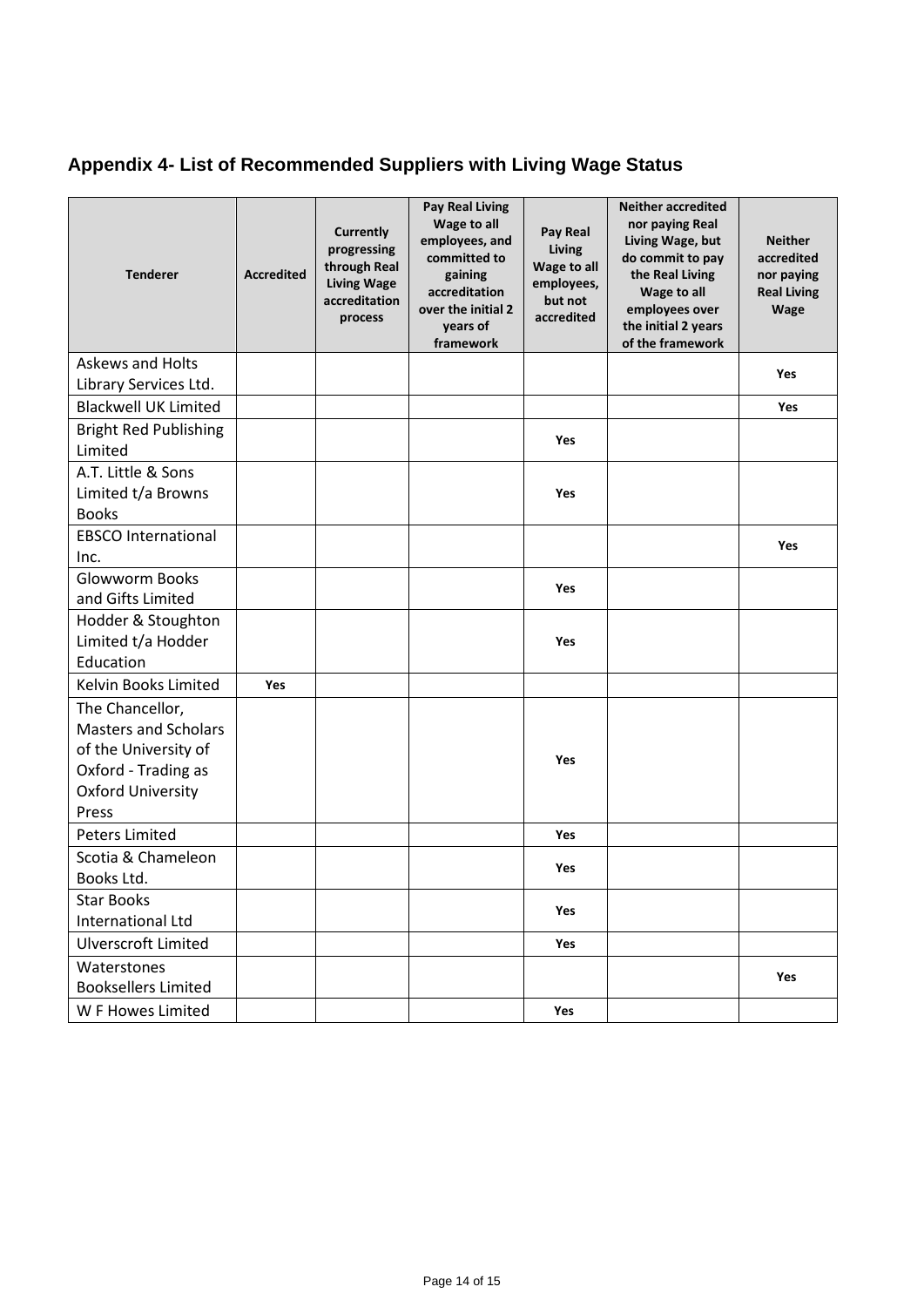## Appendix 4- List of Recommended Suppliers with Living Wage Status

| Tenderer | Accredited | Currently progressing through Real Living Wage accreditation process | Pay Real Living Wage to all employees, and committed to gaining accreditation over the initial 2 years of framework | Pay Real Living Wage to all employees, but not accredited | Neither accredited nor paying Real Living Wage, but do commit to pay the Real Living Wage to all employees over the initial 2 years of the framework | Neither accredited nor paying Real Living Wage |
|---|---|---|---|---|---|---|
| Askews and Holts Library Services Ltd. | | | | | | Yes |
| Blackwell UK Limited | | | | | | Yes |
| Bright Red Publishing Limited | | | | Yes | | |
| A.T. Little & Sons Limited t/a Browns Books | | | | Yes | | |
| EBSCO International Inc. | | | | | | Yes |
| Glowworm Books and Gifts Limited | | | | Yes | | |
| Hodder & Stoughton Limited t/a Hodder Education | | | | Yes | | |
| Kelvin Books Limited | Yes | | | | | |
| The Chancellor, Masters and Scholars of the University of Oxford - Trading as Oxford University Press | | | | Yes | | |
| Peters Limited | | | | Yes | | |
| Scotia & Chameleon Books Ltd. | | | | Yes | | |
| Star Books International Ltd | | | | Yes | | |
| Ulverscroft Limited | | | | Yes | | |
| Waterstones Booksellers Limited | | | | | | Yes |
| W F Howes Limited | | | | Yes | | |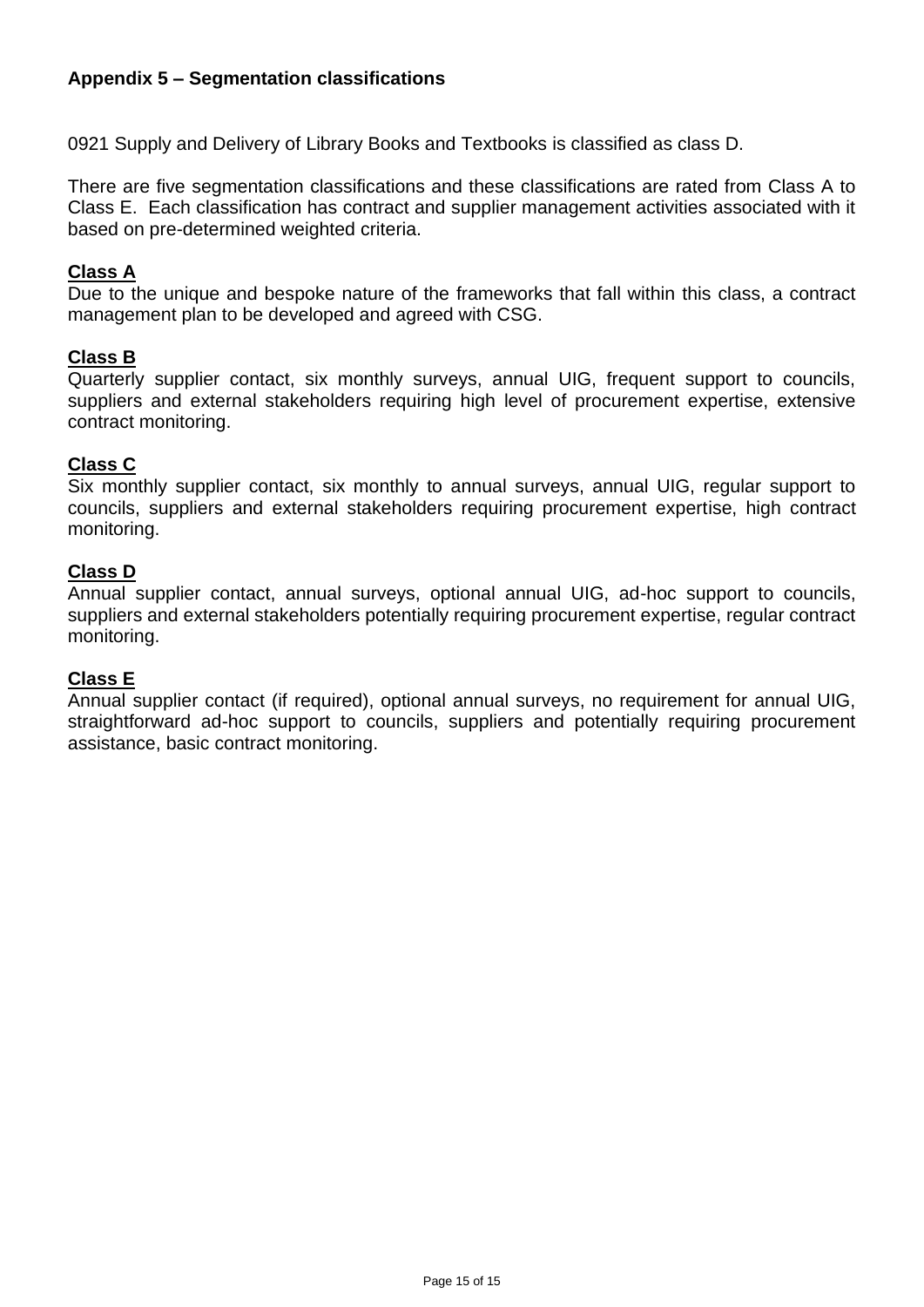## Appendix 5 – Segmentation classifications

0921 Supply and Delivery of Library Books and Textbooks is classified as class D.

There are five segmentation classifications and these classifications are rated from Class A to Class E. Each classification has contract and supplier management activities associated with it based on pre-determined weighted criteria.

### Class A

Due to the unique and bespoke nature of the frameworks that fall within this class, a contract management plan to be developed and agreed with CSG.

### Class B

Quarterly supplier contact, six monthly surveys, annual UIG, frequent support to councils, suppliers and external stakeholders requiring high level of procurement expertise, extensive contract monitoring.

### Class C

Six monthly supplier contact, six monthly to annual surveys, annual UIG, regular support to councils, suppliers and external stakeholders requiring procurement expertise, high contract monitoring.

### Class D

Annual supplier contact, annual surveys, optional annual UIG, ad-hoc support to councils, suppliers and external stakeholders potentially requiring procurement expertise, regular contract monitoring.

### Class E

Annual supplier contact (if required), optional annual surveys, no requirement for annual UIG, straightforward ad-hoc support to councils, suppliers and potentially requiring procurement assistance, basic contract monitoring.